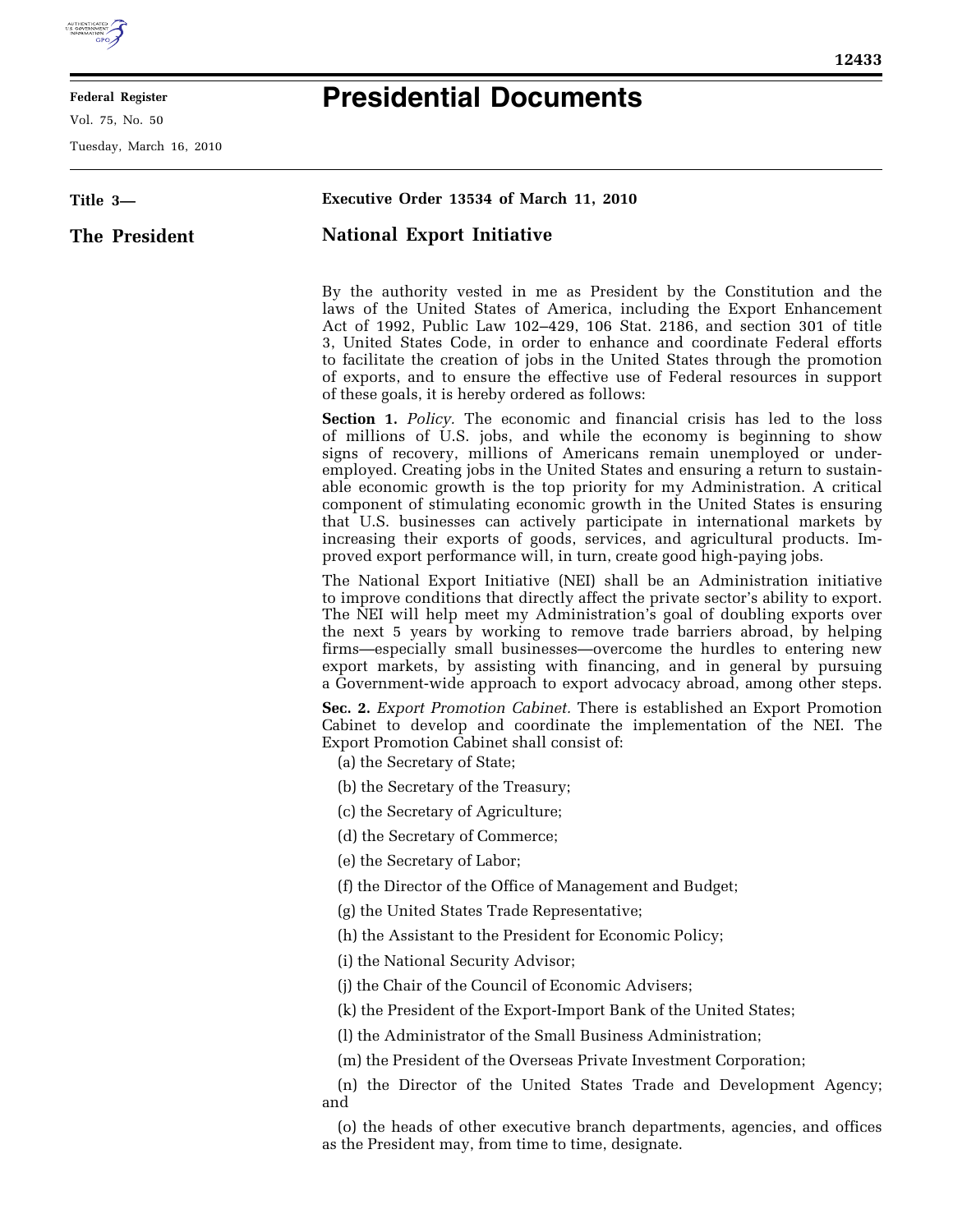**Federal Register**

Vol. 75, No. 50

Tuesday, March 16, 2010

# Presidential Documents

**Title 3—**

**The President**

**Executive Order 13534 of March 11, 2010**

## National Export Initiative

By the authority vested in me as President by the Constitution and the laws of the United States of America, including the Export Enhancement Act of 1992, Public Law 102–429, 106 Stat. 2186, and section 301 of title 3, United States Code, in order to enhance and coordinate Federal efforts to facilitate the creation of jobs in the United States through the promotion of exports, and to ensure the effective use of Federal resources in support of these goals, it is hereby ordered as follows:

**Section 1.** *Policy.* The economic and financial crisis has led to the loss of millions of U.S. jobs, and while the economy is beginning to show signs of recovery, millions of Americans remain unemployed or underemployed. Creating jobs in the United States and ensuring a return to sustainable economic growth is the top priority for my Administration. A critical component of stimulating economic growth in the United States is ensuring that U.S. businesses can actively participate in international markets by increasing their exports of goods, services, and agricultural products. Improved export performance will, in turn, create good high-paying jobs.

The National Export Initiative (NEI) shall be an Administration initiative to improve conditions that directly affect the private sector's ability to export. The NEI will help meet my Administration's goal of doubling exports over the next 5 years by working to remove trade barriers abroad, by helping firms—especially small businesses—overcome the hurdles to entering new export markets, by assisting with financing, and in general by pursuing a Government-wide approach to export advocacy abroad, among other steps.

**Sec. 2.** *Export Promotion Cabinet.* There is established an Export Promotion Cabinet to develop and coordinate the implementation of the NEI. The Export Promotion Cabinet shall consist of:

(a) the Secretary of State;

(b) the Secretary of the Treasury;

(c) the Secretary of Agriculture;

(d) the Secretary of Commerce;

(e) the Secretary of Labor;

(f) the Director of the Office of Management and Budget;

(g) the United States Trade Representative;

(h) the Assistant to the President for Economic Policy;

(i) the National Security Advisor;

(j) the Chair of the Council of Economic Advisers;

(k) the President of the Export-Import Bank of the United States;

(l) the Administrator of the Small Business Administration;

(m) the President of the Overseas Private Investment Corporation;

(n) the Director of the United States Trade and Development Agency; and

(o) the heads of other executive branch departments, agencies, and offices as the President may, from time to time, designate.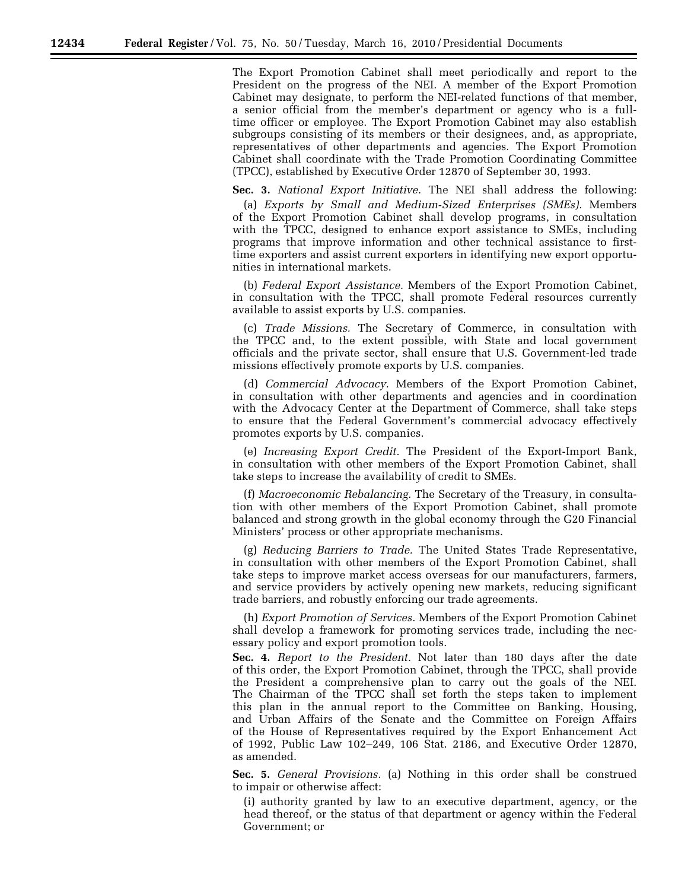The Export Promotion Cabinet shall meet periodically and report to the President on the progress of the NEI. A member of the Export Promotion Cabinet may designate, to perform the NEI-related functions of that member, a senior official from the member's department or agency who is a full-time officer or employee. The Export Promotion Cabinet may also establish subgroups consisting of its members or their designees, and, as appropriate, representatives of other departments and agencies. The Export Promotion Cabinet shall coordinate with the Trade Promotion Coordinating Committee (TPCC), established by Executive Order 12870 of September 30, 1993.

**Sec. 3.** *National Export Initiative.* The NEI shall address the following:

(a) *Exports by Small and Medium-Sized Enterprises (SMEs).* Members of the Export Promotion Cabinet shall develop programs, in consultation with the TPCC, designed to enhance export assistance to SMEs, including programs that improve information and other technical assistance to first-time exporters and assist current exporters in identifying new export opportunities in international markets.

(b) *Federal Export Assistance.* Members of the Export Promotion Cabinet, in consultation with the TPCC, shall promote Federal resources currently available to assist exports by U.S. companies.

(c) *Trade Missions.* The Secretary of Commerce, in consultation with the TPCC and, to the extent possible, with State and local government officials and the private sector, shall ensure that U.S. Government-led trade missions effectively promote exports by U.S. companies.

(d) *Commercial Advocacy.* Members of the Export Promotion Cabinet, in consultation with other departments and agencies and in coordination with the Advocacy Center at the Department of Commerce, shall take steps to ensure that the Federal Government's commercial advocacy effectively promotes exports by U.S. companies.

(e) *Increasing Export Credit.* The President of the Export-Import Bank, in consultation with other members of the Export Promotion Cabinet, shall take steps to increase the availability of credit to SMEs.

(f) *Macroeconomic Rebalancing.* The Secretary of the Treasury, in consultation with other members of the Export Promotion Cabinet, shall promote balanced and strong growth in the global economy through the G20 Financial Ministers' process or other appropriate mechanisms.

(g) *Reducing Barriers to Trade.* The United States Trade Representative, in consultation with other members of the Export Promotion Cabinet, shall take steps to improve market access overseas for our manufacturers, farmers, and service providers by actively opening new markets, reducing significant trade barriers, and robustly enforcing our trade agreements.

(h) *Export Promotion of Services.* Members of the Export Promotion Cabinet shall develop a framework for promoting services trade, including the necessary policy and export promotion tools.

**Sec. 4.** *Report to the President.* Not later than 180 days after the date of this order, the Export Promotion Cabinet, through the TPCC, shall provide the President a comprehensive plan to carry out the goals of the NEI. The Chairman of the TPCC shall set forth the steps taken to implement this plan in the annual report to the Committee on Banking, Housing, and Urban Affairs of the Senate and the Committee on Foreign Affairs of the House of Representatives required by the Export Enhancement Act of 1992, Public Law 102–249, 106 Stat. 2186, and Executive Order 12870, as amended.

**Sec. 5.** *General Provisions.* (a) Nothing in this order shall be construed to impair or otherwise affect:

(i) authority granted by law to an executive department, agency, or the head thereof, or the status of that department or agency within the Federal Government; or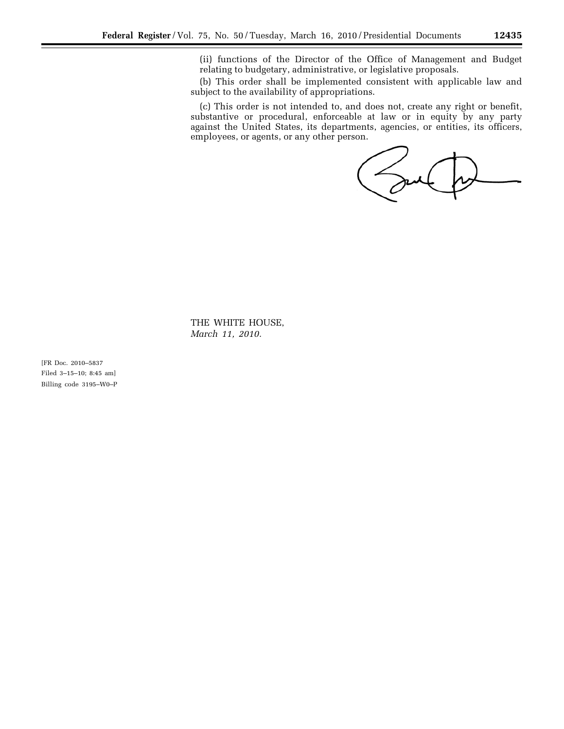(ii) functions of the Director of the Office of Management and Budget relating to budgetary, administrative, or legislative proposals.

(b) This order shall be implemented consistent with applicable law and subject to the availability of appropriations.

(c) This order is not intended to, and does not, create any right or benefit, substantive or procedural, enforceable at law or in equity by any party against the United States, its departments, agencies, or entities, its officers, employees, or agents, or any other person.

THE WHITE HOUSE,
*March 11, 2010.*

[FR Doc. 2010–5837
Filed 3–15–10; 8:45 am]
Billing code 3195–W0–P